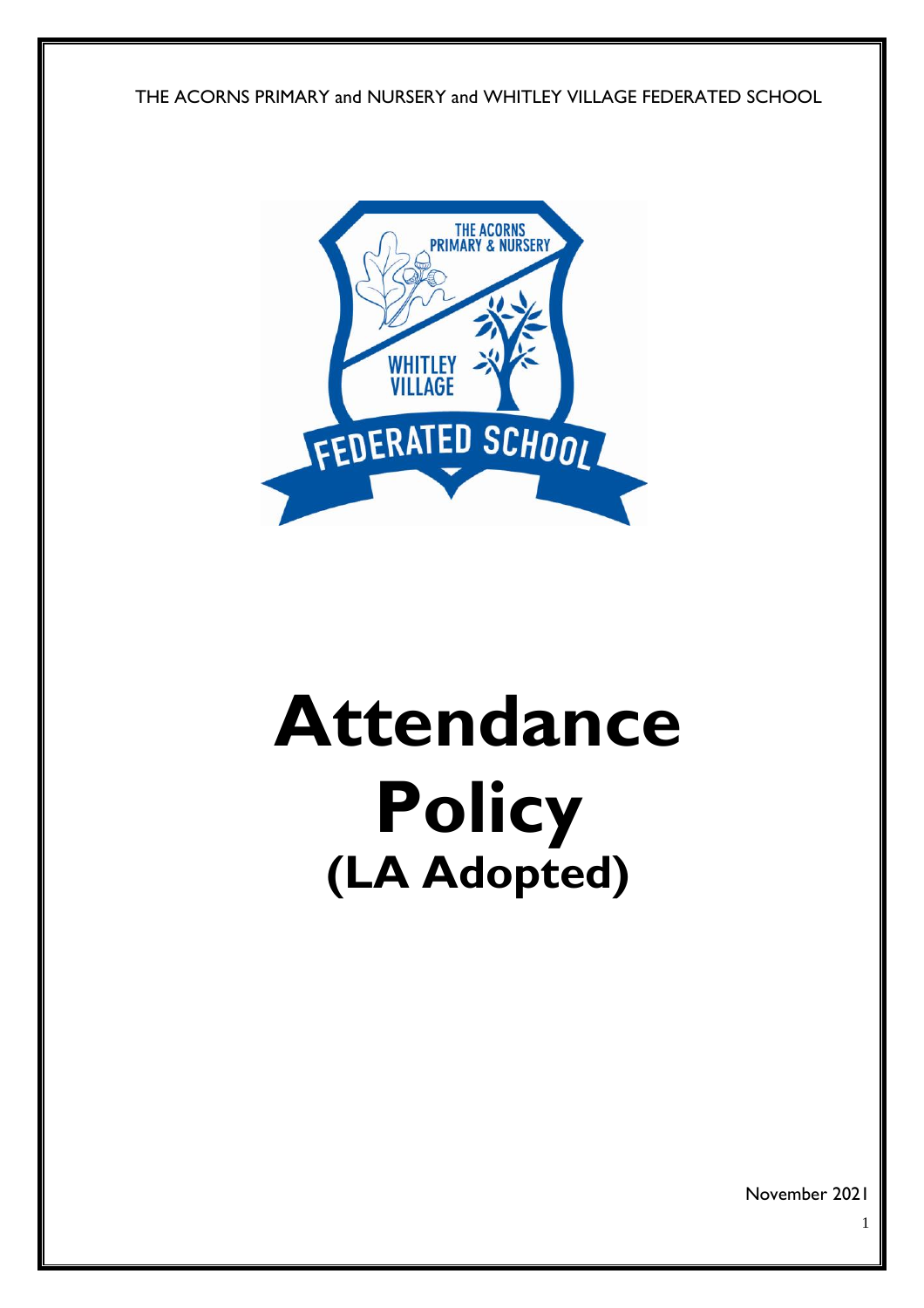THE ACORNS PRIMARY and NURSERY and WHITLEY VILLAGE FEDERATED SCHOOL

# Attendance Policy

## (LA Adopted)

November 2021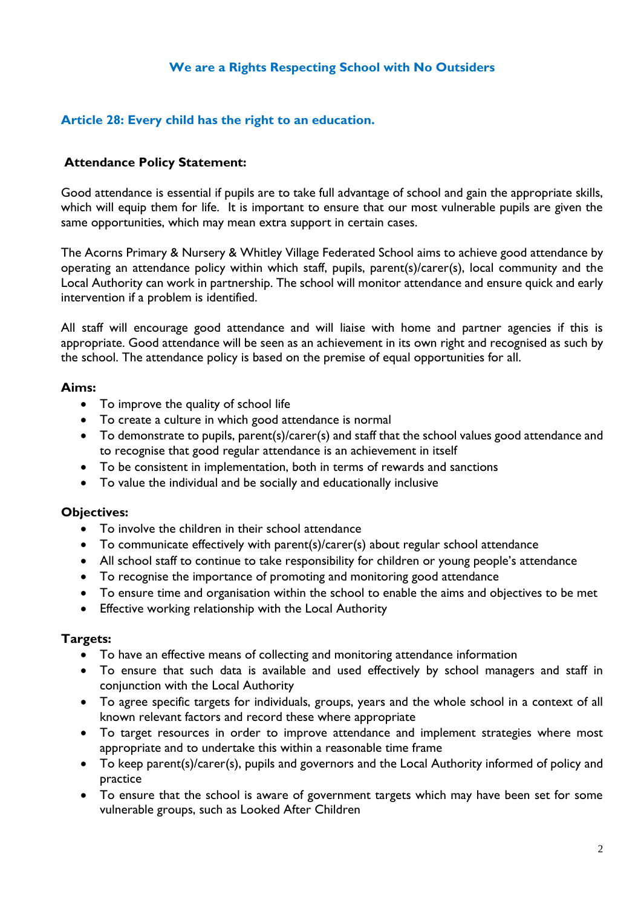**We are a Rights Respecting School with No Outsiders**

**Article 28: Every child has the right to an education.**

## Attendance Policy Statement:

Good attendance is essential if pupils are to take full advantage of school and gain the appropriate skills, which will equip them for life. It is important to ensure that our most vulnerable pupils are given the same opportunities, which may mean extra support in certain cases.

The Acorns Primary & Nursery & Whitley Village Federated School aims to achieve good attendance by operating an attendance policy within which staff, pupils, parent(s)/carer(s), local community and the Local Authority can work in partnership. The school will monitor attendance and ensure quick and early intervention if a problem is identified.

All staff will encourage good attendance and will liaise with home and partner agencies if this is appropriate. Good attendance will be seen as an achievement in its own right and recognised as such by the school. The attendance policy is based on the premise of equal opportunities for all.

### Aims:

- To improve the quality of school life
- To create a culture in which good attendance is normal
- To demonstrate to pupils, parent(s)/carer(s) and staff that the school values good attendance and to recognise that good regular attendance is an achievement in itself
- To be consistent in implementation, both in terms of rewards and sanctions
- To value the individual and be socially and educationally inclusive

### Objectives:

- To involve the children in their school attendance
- To communicate effectively with parent(s)/carer(s) about regular school attendance
- All school staff to continue to take responsibility for children or young people's attendance
- To recognise the importance of promoting and monitoring good attendance
- To ensure time and organisation within the school to enable the aims and objectives to be met
- Effective working relationship with the Local Authority

### Targets:

- To have an effective means of collecting and monitoring attendance information
- To ensure that such data is available and used effectively by school managers and staff in conjunction with the Local Authority
- To agree specific targets for individuals, groups, years and the whole school in a context of all known relevant factors and record these where appropriate
- To target resources in order to improve attendance and implement strategies where most appropriate and to undertake this within a reasonable time frame
- To keep parent(s)/carer(s), pupils and governors and the Local Authority informed of policy and practice
- To ensure that the school is aware of government targets which may have been set for some vulnerable groups, such as Looked After Children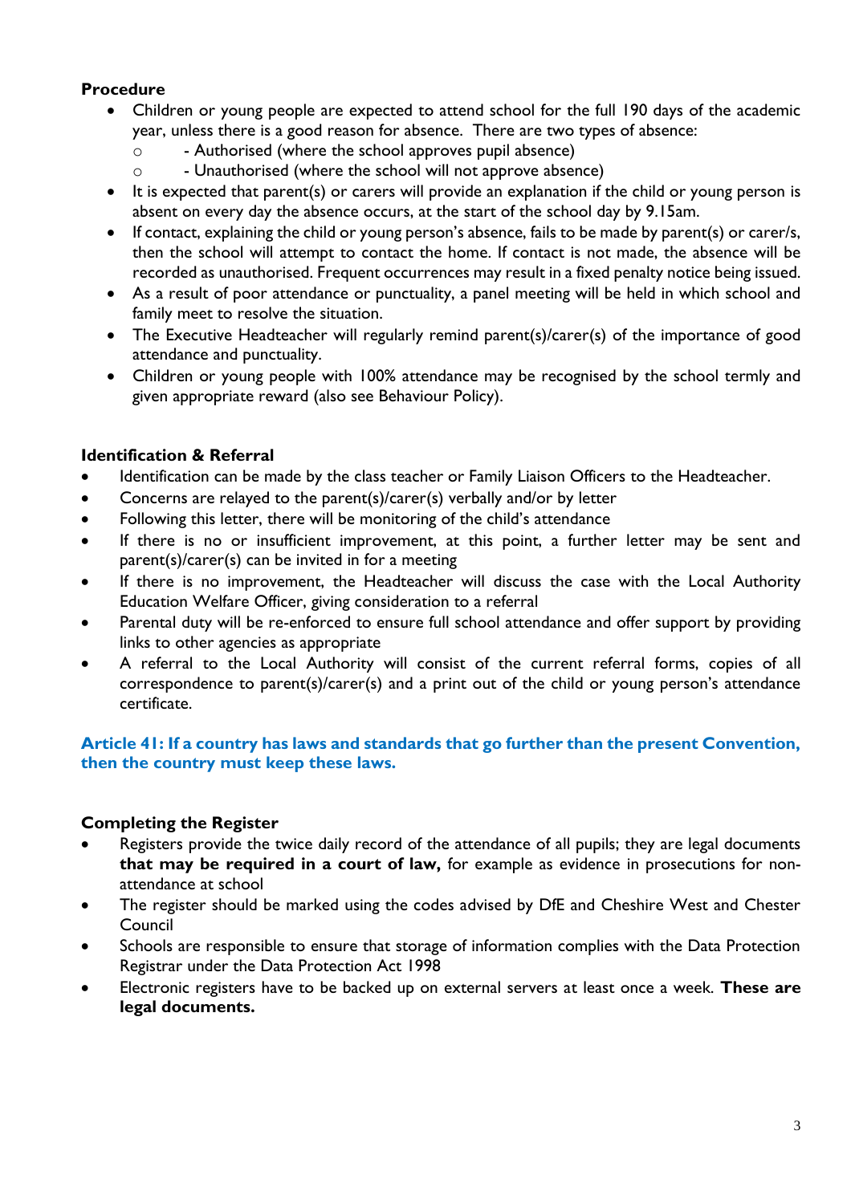**Procedure**

- Children or young people are expected to attend school for the full 190 days of the academic year, unless there is a good reason for absence. There are two types of absence:
  - - Authorised (where the school approves pupil absence)
  - - Unauthorised (where the school will not approve absence)
- It is expected that parent(s) or carers will provide an explanation if the child or young person is absent on every day the absence occurs, at the start of the school day by 9.15am.
- If contact, explaining the child or young person's absence, fails to be made by parent(s) or carer/s, then the school will attempt to contact the home. If contact is not made, the absence will be recorded as unauthorised. Frequent occurrences may result in a fixed penalty notice being issued.
- As a result of poor attendance or punctuality, a panel meeting will be held in which school and family meet to resolve the situation.
- The Executive Headteacher will regularly remind parent(s)/carer(s) of the importance of good attendance and punctuality.
- Children or young people with 100% attendance may be recognised by the school termly and given appropriate reward (also see Behaviour Policy).

**Identification & Referral**

- Identification can be made by the class teacher or Family Liaison Officers to the Headteacher.
- Concerns are relayed to the parent(s)/carer(s) verbally and/or by letter
- Following this letter, there will be monitoring of the child's attendance
- If there is no or insufficient improvement, at this point, a further letter may be sent and parent(s)/carer(s) can be invited in for a meeting
- If there is no improvement, the Headteacher will discuss the case with the Local Authority Education Welfare Officer, giving consideration to a referral
- Parental duty will be re-enforced to ensure full school attendance and offer support by providing links to other agencies as appropriate
- A referral to the Local Authority will consist of the current referral forms, copies of all correspondence to parent(s)/carer(s) and a print out of the child or young person's attendance certificate.

**Article 41: If a country has laws and standards that go further than the present Convention, then the country must keep these laws.**

**Completing the Register**

- Registers provide the twice daily record of the attendance of all pupils; they are legal documents **that may be required in a court of law,** for example as evidence in prosecutions for non-attendance at school
- The register should be marked using the codes advised by DfE and Cheshire West and Chester Council
- Schools are responsible to ensure that storage of information complies with the Data Protection Registrar under the Data Protection Act 1998
- Electronic registers have to be backed up on external servers at least once a week. **These are legal documents.**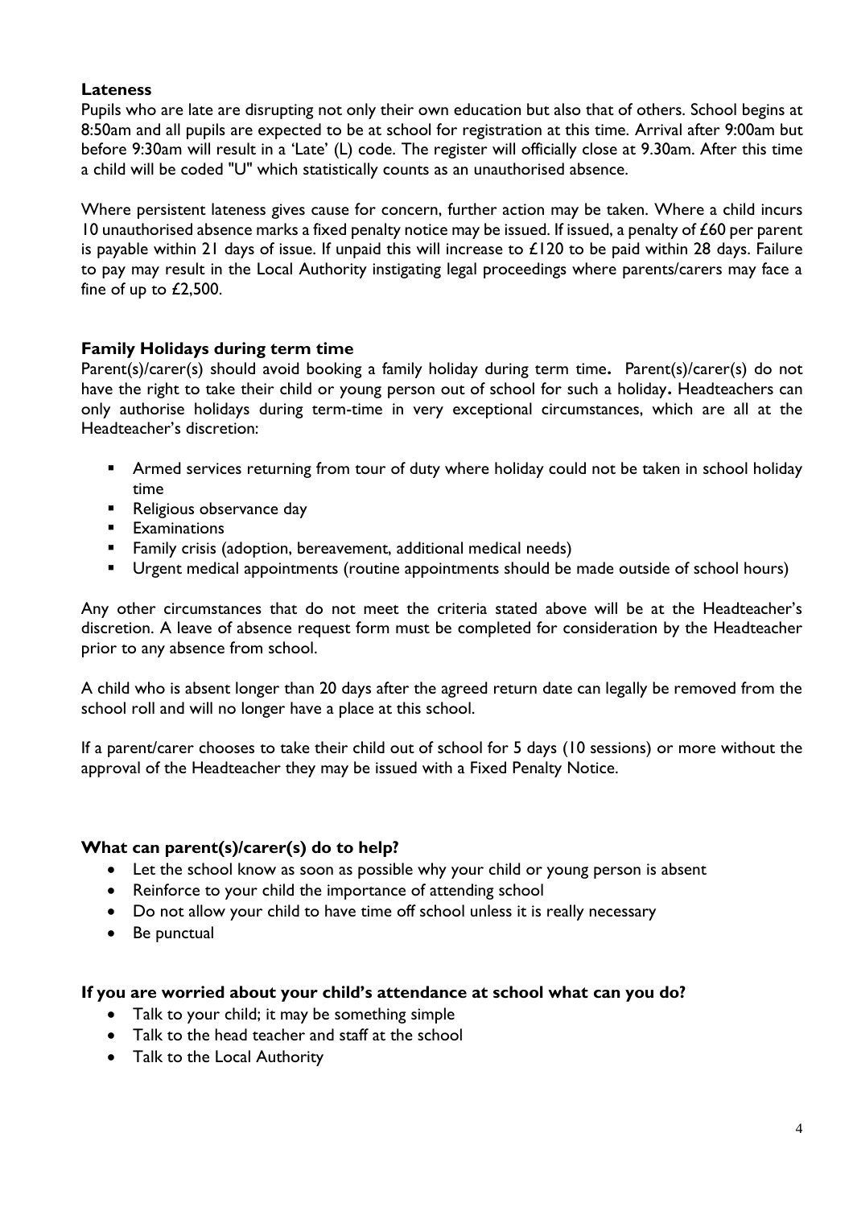### Lateness

Pupils who are late are disrupting not only their own education but also that of others. School begins at 8:50am and all pupils are expected to be at school for registration at this time. Arrival after 9:00am but before 9:30am will result in a 'Late' (L) code. The register will officially close at 9.30am. After this time a child will be coded "U" which statistically counts as an unauthorised absence.

Where persistent lateness gives cause for concern, further action may be taken. Where a child incurs 10 unauthorised absence marks a fixed penalty notice may be issued. If issued, a penalty of £60 per parent is payable within 21 days of issue. If unpaid this will increase to £120 to be paid within 28 days. Failure to pay may result in the Local Authority instigating legal proceedings where parents/carers may face a fine of up to £2,500.

### Family Holidays during term time

Parent(s)/carer(s) should avoid booking a family holiday during term time**.** Parent(s)/carer(s) do not have the right to take their child or young person out of school for such a holiday**.** Headteachers can only authorise holidays during term-time in very exceptional circumstances, which are all at the Headteacher's discretion:

- Armed services returning from tour of duty where holiday could not be taken in school holiday time
- Religious observance day
- Examinations
- Family crisis (adoption, bereavement, additional medical needs)
- Urgent medical appointments (routine appointments should be made outside of school hours)

Any other circumstances that do not meet the criteria stated above will be at the Headteacher's discretion. A leave of absence request form must be completed for consideration by the Headteacher prior to any absence from school.

A child who is absent longer than 20 days after the agreed return date can legally be removed from the school roll and will no longer have a place at this school.

If a parent/carer chooses to take their child out of school for 5 days (10 sessions) or more without the approval of the Headteacher they may be issued with a Fixed Penalty Notice.

### What can parent(s)/carer(s) do to help?

- Let the school know as soon as possible why your child or young person is absent
- Reinforce to your child the importance of attending school
- Do not allow your child to have time off school unless it is really necessary
- Be punctual

### If you are worried about your child's attendance at school what can you do?

- Talk to your child; it may be something simple
- Talk to the head teacher and staff at the school
- Talk to the Local Authority